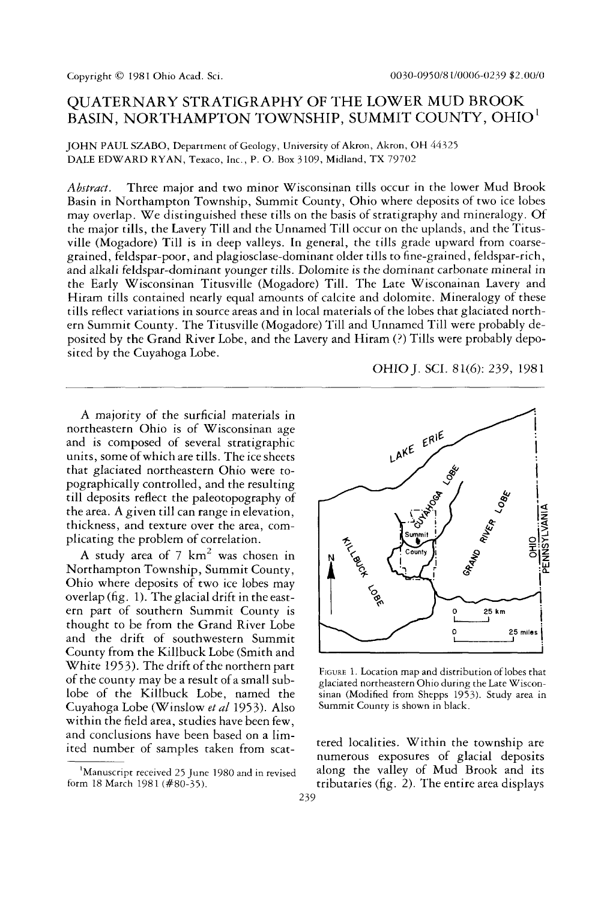Copyright © 1981 Ohio Acad. Sci. 0030-0950/81/0006-0239 $2.00/0

# QUATERNARY STRATIGRAPHY OF THE LOWER MUD BROOK BASIN, NORTHAMPTON TOWNSHIP, SUMMIT COUNTY, OHIO[1]

JOHN PAUL SZABO, Department of Geology, University of Akron, Akron, OH 44325
DALE EDWARD RYAN, Texaco, Inc., P. O. Box 3109, Midland, TX 79702

*Abstract.* Three major and two minor Wisconsinan tills occur in the lower Mud Brook Basin in Northampton Township, Summit County, Ohio where deposits of two ice lobes may overlap. We distinguished these tills on the basis of stratigraphy and mineralogy. Of the major tills, the Lavery Till and the Unnamed Till occur on the uplands, and the Titusville (Mogadore) Till is in deep valleys. In general, the tills grade upward from coarse-grained, feldspar-poor, and plagiosclase-dominant older tills to fine-grained, feldspar-rich, and alkali feldspar-dominant younger tills. Dolomite is the dominant carbonate mineral in the Early Wisconsinan Titusville (Mogadore) Till. The Late Wisconainan Lavery and Hiram tills contained nearly equal amounts of calcite and dolomite. Mineralogy of these tills reflect variations in source areas and in local materials of the lobes that glaciated northern Summit County. The Titusville (Mogadore) Till and Unnamed Till were probably deposited by the Grand River Lobe, and the Lavery and Hiram (?) Tills were probably deposited by the Cuyahoga Lobe.

OHIO J. SCI. 81(6): 239, 1981

A majority of the surficial materials in northeastern Ohio is of Wisconsinan age and is composed of several stratigraphic units, some of which are tills. The ice sheets that glaciated northeastern Ohio were topographically controlled, and the resulting till deposits reflect the paleotopography of the area. A given till can range in elevation, thickness, and texture over the area, complicating the problem of correlation.

A study area of 7 km$^2$ was chosen in Northampton Township, Summit County, Ohio where deposits of two ice lobes may overlap (fig. 1). The glacial drift in the eastern part of southern Summit County is thought to be from the Grand River Lobe and the drift of southwestern Summit County from the Killbuck Lobe (Smith and White 1953). The drift of the northern part of the county may be a result of a small sublobe of the Killbuck Lobe, named the Cuyahoga Lobe (Winslow *et al* 1953). Also within the field area, studies have been few, and conclusions have been based on a limited number of samples taken from scattered localities. Within the township are numerous exposures of glacial deposits along the valley of Mud Brook and its tributaries (fig. 2). The entire area displays

FIGURE 1. Location map and distribution of lobes that glaciated northeastern Ohio during the Late Wisconsinan (Modified from Shepps 1953). Study area in Summit County is shown in black.

[1]Manuscript received 25 June 1980 and in revised form 18 March 1981 (#80-35).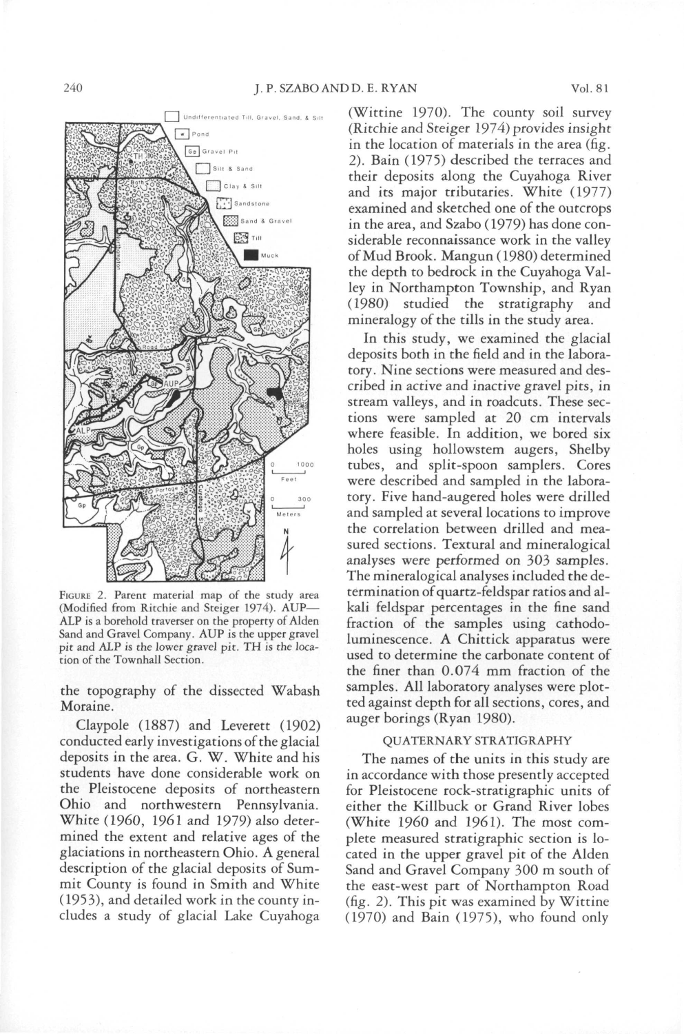FIGURE 2. Parent material map of the study area (Modified from Ritchie and Steiger 1974). AUP—ALP is a borehold traverser on the property of Alden Sand and Gravel Company. AUP is the upper gravel pit and ALP is the lower gravel pit. TH is the location of the Townhall Section.

the topography of the dissected Wabash Moraine.

Claypole (1887) and Leverett (1902) conducted early investigations of the glacial deposits in the area. G. W. White and his students have done considerable work on the Pleistocene deposits of northeastern Ohio and northwestern Pennsylvania. White (1960, 1961 and 1979) also determined the extent and relative ages of the glaciations in northeastern Ohio. A general description of the glacial deposits of Summit County is found in Smith and White (1953), and detailed work in the county includes a study of glacial Lake Cuyahoga (Wittine 1970). The county soil survey (Ritchie and Steiger 1974) provides insight in the location of materials in the area (fig. 2). Bain (1975) described the terraces and their deposits along the Cuyahoga River and its major tributaries. White (1977) examined and sketched one of the outcrops in the area, and Szabo (1979) has done considerable reconnaissance work in the valley of Mud Brook. Mangun (1980) determined the depth to bedrock in the Cuyahoga Valley in Northampton Township, and Ryan (1980) studied the stratigraphy and mineralogy of the tills in the study area.

In this study, we examined the glacial deposits both in the field and in the laboratory. Nine sections were measured and described in active and inactive gravel pits, in stream valleys, and in roadcuts. These sections were sampled at 20 cm intervals where feasible. In addition, we bored six holes using hollowstem augers, Shelby tubes, and split-spoon samplers. Cores were described and sampled in the laboratory. Five hand-augered holes were drilled and sampled at several locations to improve the correlation between drilled and measured sections. Textural and mineralogical analyses were performed on 303 samples. The mineralogical analyses included the determination of quartz-feldspar ratios and alkali feldspar percentages in the fine sand fraction of the samples using cathodoluminescence. A Chittick apparatus were used to determine the carbonate content of the finer than 0.074 mm fraction of the samples. All laboratory analyses were plotted against depth for all sections, cores, and auger borings (Ryan 1980).

## QUATERNARY STRATIGRAPHY

The names of the units in this study are in accordance with those presently accepted for Pleistocene rock-stratigraphic units of either the Killbuck or Grand River lobes (White 1960 and 1961). The most complete measured stratigraphic section is located in the upper gravel pit of the Alden Sand and Gravel Company 300 m south of the east-west part of Northampton Road (fig. 2). This pit was examined by Wittine (1970) and Bain (1975), who found only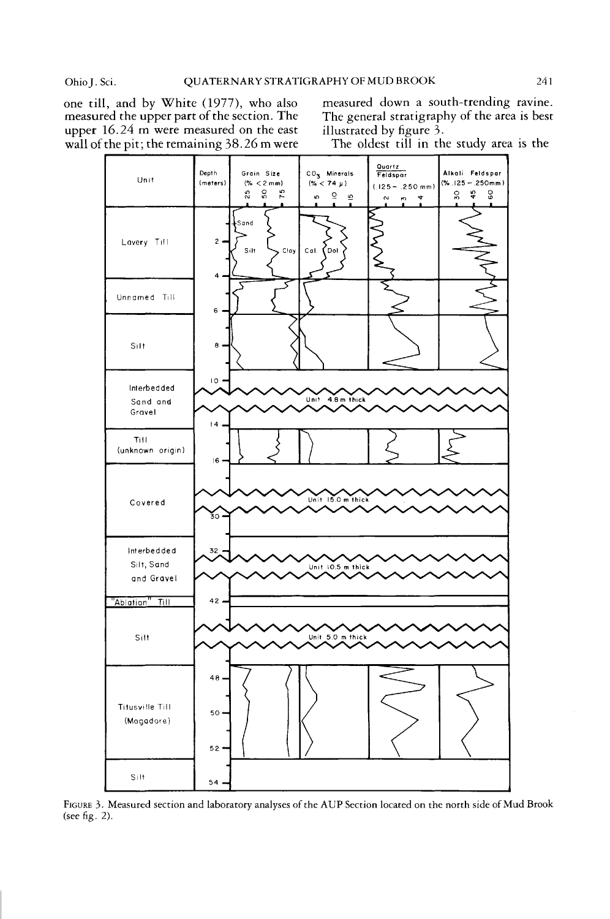one till, and by White (1977), who also measured the upper part of the section. The upper 16.24 m were measured on the east wall of the pit; the remaining 38.26 m were measured down a south-trending ravine. The general stratigraphy of the area is best illustrated by figure 3.

The oldest till in the study area is the

FIGURE 3. Measured section and laboratory analyses of the AUP Section located on the north side of Mud Brook (see fig. 2).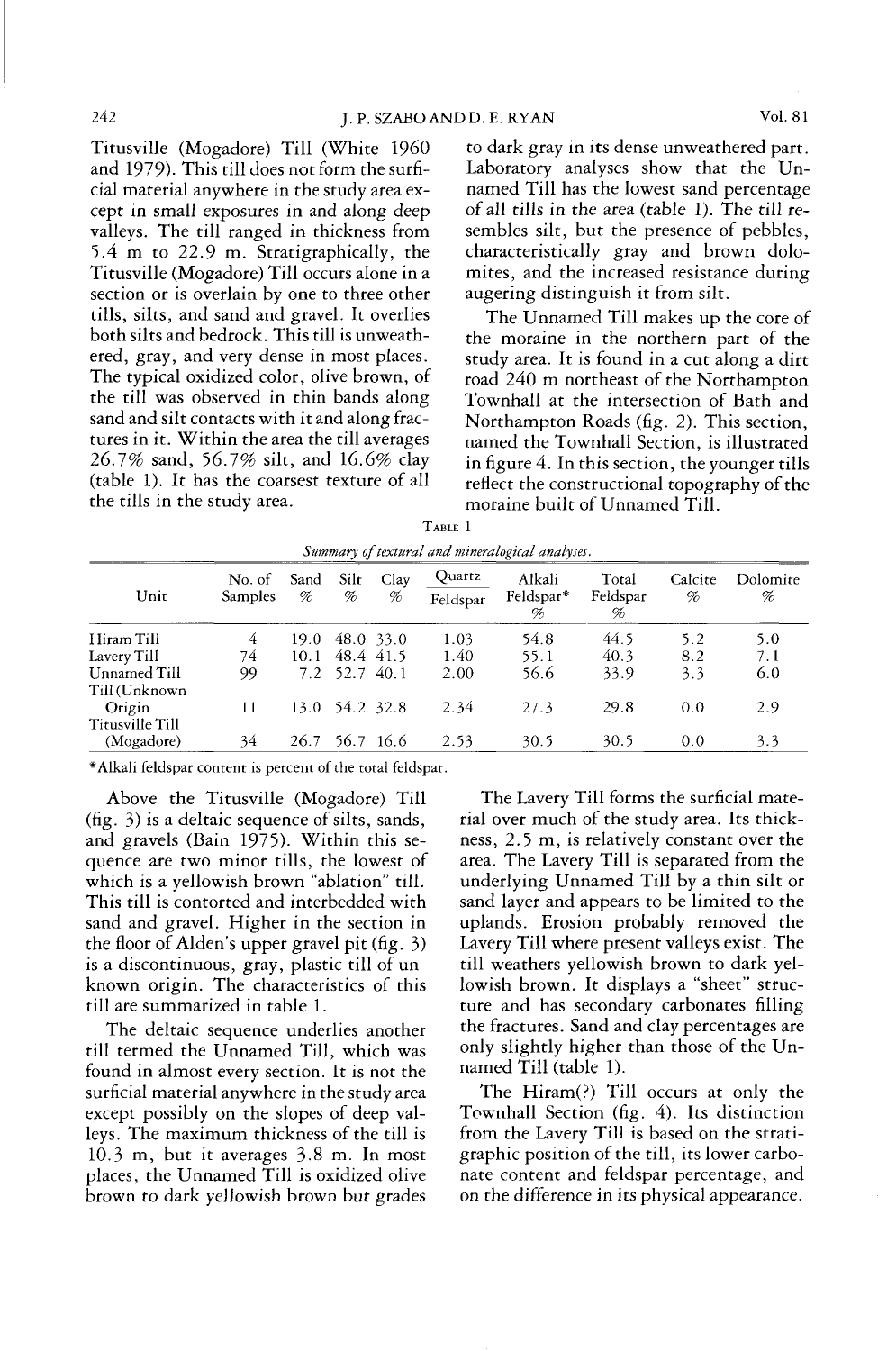Titusville (Mogadore) Till (White 1960 and 1979). This till does not form the surficial material anywhere in the study area except in small exposures in and along deep valleys. The till ranged in thickness from 5.4 m to 22.9 m. Stratigraphically, the Titusville (Mogadore) Till occurs alone in a section or is overlain by one to three other tills, silts, and sand and gravel. It overlies both silts and bedrock. This till is unweathered, gray, and very dense in most places. The typical oxidized color, olive brown, of the till was observed in thin bands along sand and silt contacts with it and along fractures in it. Within the area the till averages 26.7% sand, 56.7% silt, and 16.6% clay (table 1). It has the coarsest texture of all the tills in the study area.

to dark gray in its dense unweathered part. Laboratory analyses show that the Unnamed Till has the lowest sand percentage of all tills in the area (table 1). The till resembles silt, but the presence of pebbles, characteristically gray and brown dolomites, and the increased resistance during augering distinguish it from silt.

The Unnamed Till makes up the core of the moraine in the northern part of the study area. It is found in a cut along a dirt road 240 m northeast of the Northampton Townhall at the intersection of Bath and Northampton Roads (fig. 2). This section, named the Townhall Section, is illustrated in figure 4. In this section, the younger tills reflect the constructional topography of the moraine built of Unnamed Till.

TABLE 1

*Summary of textural and mineralogical analyses.*

| Unit | No. of Samples | Sand % | Silt % | Clay % | Quartz/Feldspar | Alkali Feldspar* % | Total Feldspar % | Calcite % | Dolomite % |
|---|---|---|---|---|---|---|---|---|---|
| Hiram Till | 4 | 19.0 | 48.0 | 33.0 | 1.03 | 54.8 | 44.5 | 5.2 | 5.0 |
| Lavery Till | 74 | 10.1 | 48.4 | 41.5 | 1.40 | 55.1 | 40.3 | 8.2 | 7.1 |
| Unnamed Till | 99 | 7.2 | 52.7 | 40.1 | 2.00 | 56.6 | 33.9 | 3.3 | 6.0 |
| Till (Unknown Origin | 11 | 13.0 | 54.2 | 32.8 | 2.34 | 27.3 | 29.8 | 0.0 | 2.9 |
| Titusville Till (Mogadore) | 34 | 26.7 | 56.7 | 16.6 | 2.53 | 30.5 | 30.5 | 0.0 | 3.3 |

*Alkali feldspar content is percent of the total feldspar.

Above the Titusville (Mogadore) Till (fig. 3) is a deltaic sequence of silts, sands, and gravels (Bain 1975). Within this sequence are two minor tills, the lowest of which is a yellowish brown "ablation" till. This till is contorted and interbedded with sand and gravel. Higher in the section in the floor of Alden's upper gravel pit (fig. 3) is a discontinuous, gray, plastic till of unknown origin. The characteristics of this till are summarized in table 1.

The deltaic sequence underlies another till termed the Unnamed Till, which was found in almost every section. It is not the surficial material anywhere in the study area except possibly on the slopes of deep valleys. The maximum thickness of the till is 10.3 m, but it averages 3.8 m. In most places, the Unnamed Till is oxidized olive brown to dark yellowish brown but grades

The Lavery Till forms the surficial material over much of the study area. Its thickness, 2.5 m, is relatively constant over the area. The Lavery Till is separated from the underlying Unnamed Till by a thin silt or sand layer and appears to be limited to the uplands. Erosion probably removed the Lavery Till where present valleys exist. The till weathers yellowish brown to dark yellowish brown. It displays a "sheet" structure and has secondary carbonates filling the fractures. Sand and clay percentages are only slightly higher than those of the Unnamed Till (table 1).

The Hiram(?) Till occurs at only the Townhall Section (fig. 4). Its distinction from the Lavery Till is based on the stratigraphic position of the till, its lower carbonate content and feldspar percentage, and on the difference in its physical appearance.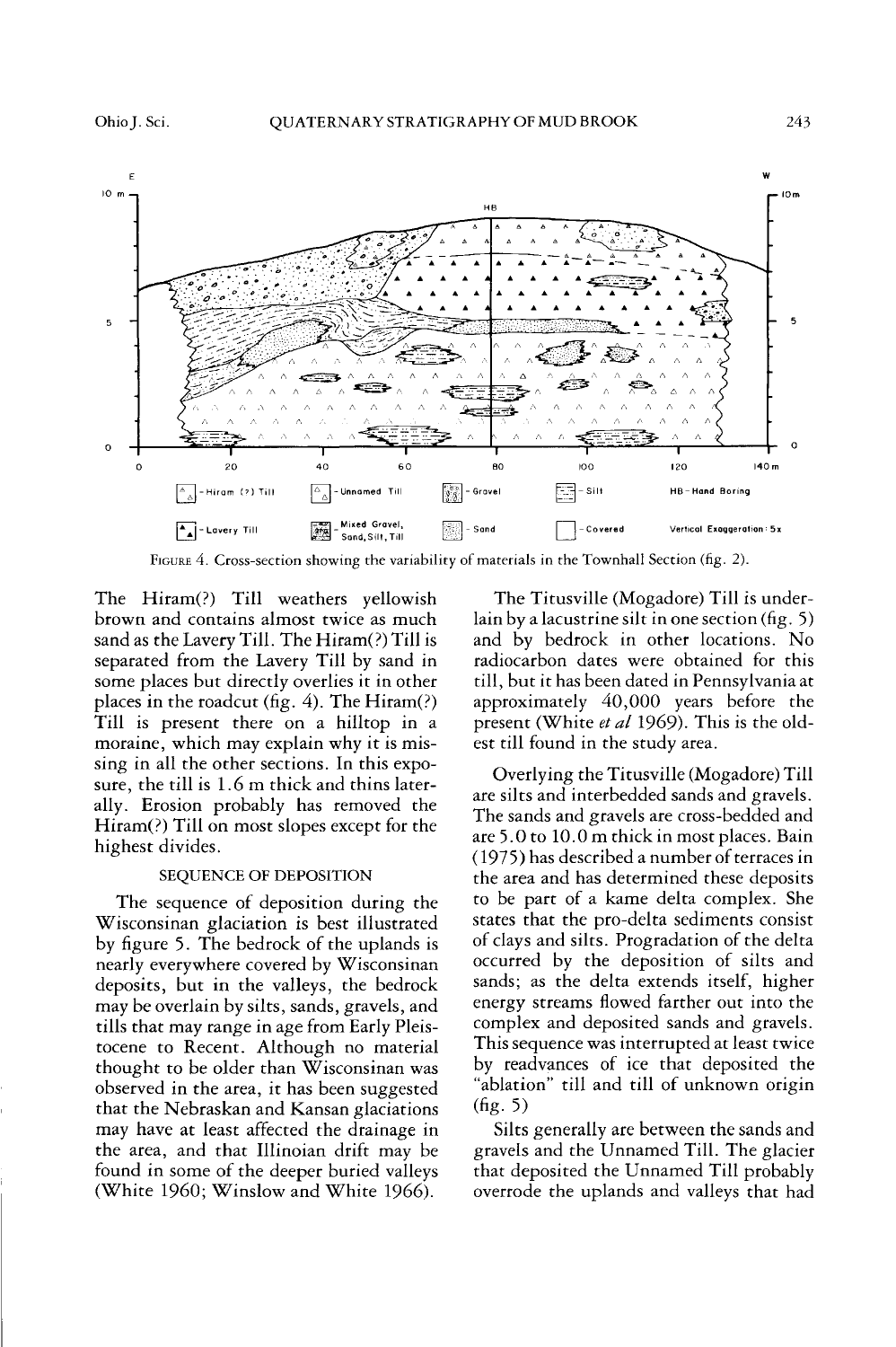FIGURE 4. Cross-section showing the variability of materials in the Townhall Section (fig. 2).

The Hiram(?) Till weathers yellowish brown and contains almost twice as much sand as the Lavery Till. The Hiram(?) Till is separated from the Lavery Till by sand in some places but directly overlies it in other places in the roadcut (fig. 4). The Hiram(?) Till is present there on a hilltop in a moraine, which may explain why it is missing in all the other sections. In this exposure, the till is 1.6 m thick and thins laterally. Erosion probably has removed the Hiram(?) Till on most slopes except for the highest divides.

## SEQUENCE OF DEPOSITION

The sequence of deposition during the Wisconsinan glaciation is best illustrated by figure 5. The bedrock of the uplands is nearly everywhere covered by Wisconsinan deposits, but in the valleys, the bedrock may be overlain by silts, sands, gravels, and tills that may range in age from Early Pleistocene to Recent. Although no material thought to be older than Wisconsinan was observed in the area, it has been suggested that the Nebraskan and Kansan glaciations may have at least affected the drainage in the area, and that Illinoian drift may be found in some of the deeper buried valleys (White 1960; Winslow and White 1966).

The Titusville (Mogadore) Till is underlain by a lacustrine silt in one section (fig. 5) and by bedrock in other locations. No radiocarbon dates were obtained for this till, but it has been dated in Pennsylvania at approximately 40,000 years before the present (White *et al* 1969). This is the oldest till found in the study area.

Overlying the Titusville (Mogadore) Till are silts and interbedded sands and gravels. The sands and gravels are cross-bedded and are 5.0 to 10.0 m thick in most places. Bain (1975) has described a number of terraces in the area and has determined these deposits to be part of a kame delta complex. She states that the pro-delta sediments consist of clays and silts. Progradation of the delta occurred by the deposition of silts and sands; as the delta extends itself, higher energy streams flowed farther out into the complex and deposited sands and gravels. This sequence was interrupted at least twice by readvances of ice that deposited the "ablation" till and till of unknown origin (fig. 5)

Silts generally are between the sands and gravels and the Unnamed Till. The glacier that deposited the Unnamed Till probably overrode the uplands and valleys that had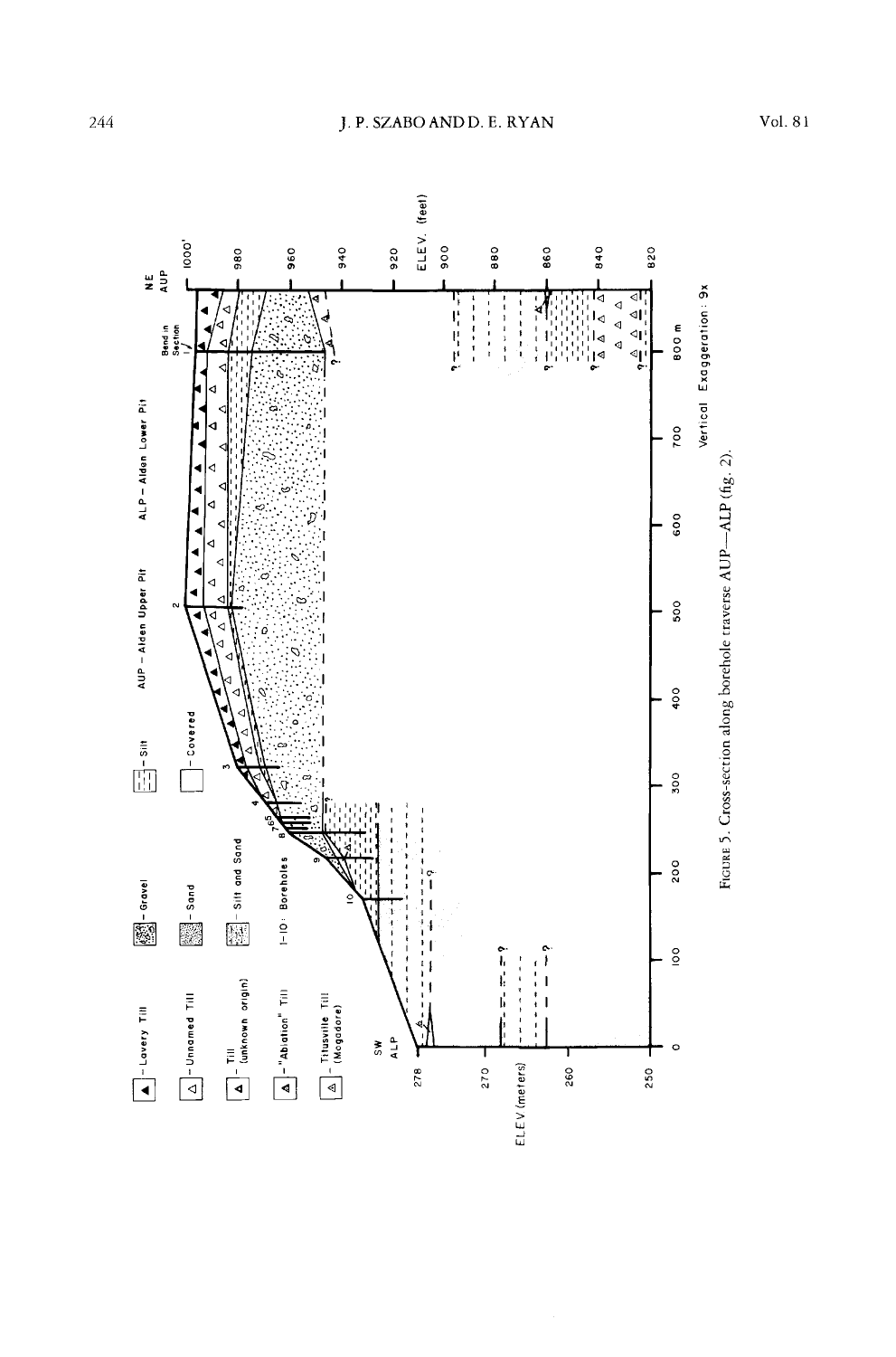FIGURE 5. Cross-section along borehole traverse AUP—ALP (fig. 2).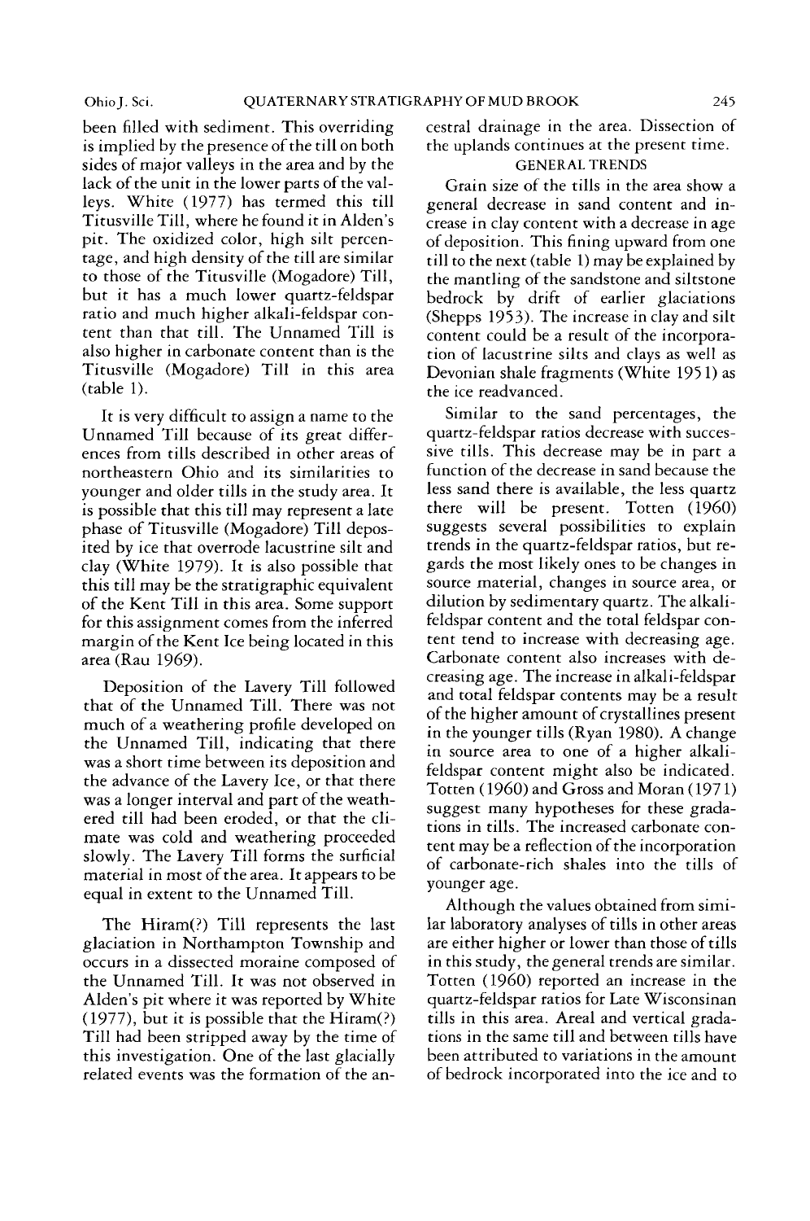been filled with sediment. This overriding is implied by the presence of the till on both sides of major valleys in the area and by the lack of the unit in the lower parts of the valleys. White (1977) has termed this till Titusville Till, where he found it in Alden's pit. The oxidized color, high silt percentage, and high density of the till are similar to those of the Titusville (Mogadore) Till, but it has a much lower quartz-feldspar ratio and much higher alkali-feldspar content than that till. The Unnamed Till is also higher in carbonate content than is the Titusville (Mogadore) Till in this area (table 1).

It is very difficult to assign a name to the Unnamed Till because of its great differences from tills described in other areas of northeastern Ohio and its similarities to younger and older tills in the study area. It is possible that this till may represent a late phase of Titusville (Mogadore) Till deposited by ice that overrode lacustrine silt and clay (White 1979). It is also possible that this till may be the stratigraphic equivalent of the Kent Till in this area. Some support for this assignment comes from the inferred margin of the Kent Ice being located in this area (Rau 1969).

Deposition of the Lavery Till followed that of the Unnamed Till. There was not much of a weathering profile developed on the Unnamed Till, indicating that there was a short time between its deposition and the advance of the Lavery Ice, or that there was a longer interval and part of the weathered till had been eroded, or that the climate was cold and weathering proceeded slowly. The Lavery Till forms the surficial material in most of the area. It appears to be equal in extent to the Unnamed Till.

The Hiram(?) Till represents the last glaciation in Northampton Township and occurs in a dissected moraine composed of the Unnamed Till. It was not observed in Alden's pit where it was reported by White (1977), but it is possible that the Hiram(?) Till had been stripped away by the time of this investigation. One of the last glacially related events was the formation of the ancestral drainage in the area. Dissection of the uplands continues at the present time.

## GENERAL TRENDS

Grain size of the tills in the area show a general decrease in sand content and increase in clay content with a decrease in age of deposition. This fining upward from one till to the next (table 1) may be explained by the mantling of the sandstone and siltstone bedrock by drift of earlier glaciations (Shepps 1953). The increase in clay and silt content could be a result of the incorporation of lacustrine silts and clays as well as Devonian shale fragments (White 1951) as the ice readvanced.

Similar to the sand percentages, the quartz-feldspar ratios decrease with successive tills. This decrease may be in part a function of the decrease in sand because the less sand there is available, the less quartz there will be present. Totten (1960) suggests several possibilities to explain trends in the quartz-feldspar ratios, but regards the most likely ones to be changes in source material, changes in source area, or dilution by sedimentary quartz. The alkali-feldspar content and the total feldspar content tend to increase with decreasing age. Carbonate content also increases with decreasing age. The increase in alkali-feldspar and total feldspar contents may be a result of the higher amount of crystallines present in the younger tills (Ryan 1980). A change in source area to one of a higher alkali-feldspar content might also be indicated. Totten (1960) and Gross and Moran (1971) suggest many hypotheses for these gradations in tills. The increased carbonate content may be a reflection of the incorporation of carbonate-rich shales into the tills of younger age.

Although the values obtained from similar laboratory analyses of tills in other areas are either higher or lower than those of tills in this study, the general trends are similar. Totten (1960) reported an increase in the quartz-feldspar ratios for Late Wisconsinan tills in this area. Areal and vertical gradations in the same till and between tills have been attributed to variations in the amount of bedrock incorporated into the ice and to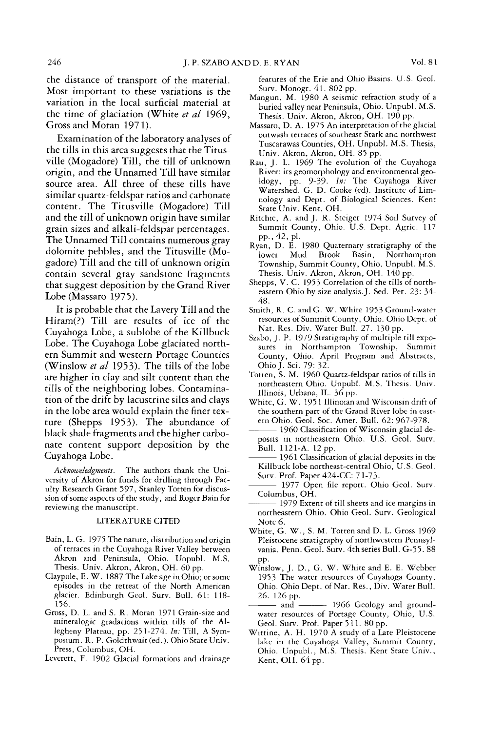the distance of transport of the material. Most important to these variations is the variation in the local surficial material at the time of glaciation (White *et al* 1969, Gross and Moran 1971).

Examination of the laboratory analyses of the tills in this area suggests that the Titusville (Mogadore) Till, the till of unknown origin, and the Unnamed Till have similar source area. All three of these tills have similar quartz-feldspar ratios and carbonate content. The Titusville (Mogadore) Till and the till of unknown origin have similar grain sizes and alkali-feldspar percentages. The Unnamed Till contains numerous gray dolomite pebbles, and the Titusville (Mogadore) Till and the till of unknown origin contain several gray sandstone fragments that suggest deposition by the Grand River Lobe (Massaro 1975).

It is probable that the Lavery Till and the Hiram(?) Till are results of ice of the Cuyahoga Lobe, a sublobe of the Killbuck Lobe. The Cuyahoga Lobe glaciated northern Summit and western Portage Counties (Winslow *et al* 1953). The tills of the lobe are higher in clay and silt content than the tills of the neighboring lobes. Contamination of the drift by lacustrine silts and clays in the lobe area would explain the finer texture (Shepps 1953). The abundance of black shale fragments and the higher carbonate content support deposition by the Cuyahoga Lobe.

*Acknowledgments.* The authors thank the University of Akron for funds for drilling through Faculty Research Grant 597, Stanley Totten for discussion of some aspects of the study, and Roger Bain for reviewing the manuscript.

## LITERATURE CITED

Bain, L. G. 1975 The nature, distribution and origin of terraces in the Cuyahoga River Valley between Akron and Peninsula, Ohio. Unpubl. M.S. Thesis. Univ. Akron, Akron, OH. 60 pp.

Claypole, E. W. 1887 The Lake age in Ohio; or some episodes in the retreat of the North American glacier. Edinburgh Geol. Surv. Bull. 61: 118-156.

Gross, D. L. and S. R. Moran 1971 Grain-size and mineralogic gradations within tills of the Allegheny Plateau, pp. 251-274. *In:* Till, A Symposium. R. P. Goldthwait (ed.). Ohio State Univ. Press, Columbus, OH.

Leverett, F. 1902 Glacial formations and drainage features of the Erie and Ohio Basins. U.S. Geol. Surv. Monogr. 41. 802 pp.

Mangun, M. 1980 A seismic refraction study of a buried valley near Peninsula, Ohio. Unpubl. M.S. Thesis. Univ. Akron, Akron, OH. 190 pp.

Massaro, D. A. 1975 An interpretation of the glacial outwash terraces of southeast Stark and northwest Tuscarawas Counties, OH. Unpubl. M.S. Thesis, Univ. Akron, Akron, OH. 85 pp.

Rau, J. L. 1969 The evolution of the Cuyahoga River: its geomorphology and environmental geology, pp. 9-39. *In:* The Cuyahoga River Watershed. G. D. Cooke (ed). Institute of Limnology and Dept. of Biological Sciences. Kent State Univ. Kent, OH.

Ritchie, A. and J. R. Steiger 1974 Soil Survey of Summit County, Ohio. U.S. Dept. Agric. 117 pp., 42, pl.

Ryan, D. E. 1980 Quaternary stratigraphy of the lower Mud Brook Basin, Northampton Township, Summit County, Ohio. Unpubl. M.S. Thesis. Univ. Akron, Akron, OH. 140 pp.

Shepps, V. C. 1953 Correlation of the tills of northeastern Ohio by size analysis.J. Sed. Pet. 23: 34-48.

Smith, R. C. and G. W. White 1953 Ground-water resources of Summit County, Ohio. Ohio Dept. of Nat. Res. Div. Water Bull. 27. 130 pp.

Szabo, J. P. 1979 Stratigraphy of multiple till exposures in Northampton Township, Summit County, Ohio. April Program and Abstracts, Ohio J. Sci. 79: 32.

Totten, S. M. 1960 Quartz-feldspar ratios of tills in northeastern Ohio. Unpubl. M.S. Thesis. Univ. Illinois, Urbana, IL. 36 pp.

White, G. W. 1951 Illinoian and Wisconsin drift of the southern part of the Grand River lobe in eastern Ohio. Geol. Soc. Amer. Bull. 62: 967-978.

——— 1960 Classification of Wisconsin glacial deposits in northeastern Ohio. U.S. Geol. Surv. Bull. 1121-A. 12 pp.

——— 1961 Classification of glacial deposits in the Killbuck lobe northeast-central Ohio, U.S. Geol. Surv. Prof. Paper 424-CC: 71-73.

——— 1977 Open file report. Ohio Geol. Surv. Columbus, OH.

——— 1979 Extent of till sheets and ice margins in northeastern Ohio. Ohio Geol. Surv. Geological Note 6.

White, G. W., S. M. Totten and D. L. Gross 1969 Pleistocene stratigraphy of northwestern Pennsylvania. Penn. Geol. Surv. 4th series Bull. G-55. 88 pp.

Winslow, J. D., G. W. White and E. E. Webber 1953 The water resources of Cuyahoga County, Ohio. Ohio Dept. of Nat. Res., Div. Water Bull. 26. 126 pp.

——— and ——— 1966 Geology and groundwater resources of Portage County, Ohio, U.S. Geol. Surv. Prof. Paper 511. 80 pp.

Wittine, A. H. 1970 A study of a Late Pleistocene lake in the Cuyahoga Valley, Summit County, Ohio. Unpubl., M.S. Thesis. Kent State Univ., Kent, OH. 64 pp.